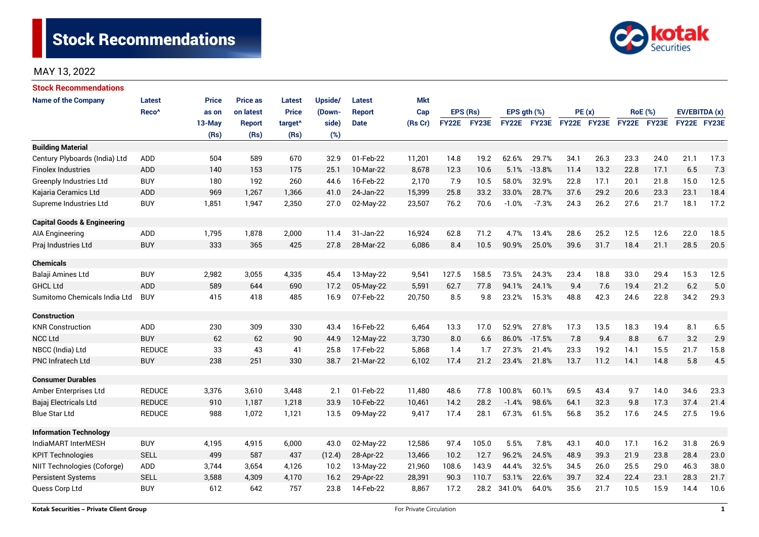# Stock Recommendations

MAY 13, 2022

## Stock Recommendations

| Name of the Company | Latest Reco^ | Price as on 13-May (Rs) | Price as on latest Report (Rs) | Latest Price target^ (Rs) | Upside/ (Down-side) (%) | Latest Report Date | Mkt Cap (Rs Cr) | EPS (Rs) | | EPS gth (%) | | PE (x) | | RoE (%) | | EV/EBITDA (x) | |
|---|---|---|---|---|---|---|---|---|---|---|---|---|---|---|---|---|---|
| | | | | | | | | FY22E | FY23E | FY22E | FY23E | FY22E | FY23E | FY22E | FY23E | FY22E | FY23E |
| **Building Material** | | | | | | | | | | | | | | | | | |
| Century Plyboards (India) Ltd | ADD | 504 | 589 | 670 | 32.9 | 01-Feb-22 | 11,201 | 14.8 | 19.2 | 62.6% | 29.7% | 34.1 | 26.3 | 23.3 | 24.0 | 21.1 | 17.3 |
| Finolex Industries | ADD | 140 | 153 | 175 | 25.1 | 10-Mar-22 | 8,678 | 12.3 | 10.6 | 5.1% | -13.8% | 11.4 | 13.2 | 22.8 | 17.1 | 6.5 | 7.3 |
| Greenply Industries Ltd | BUY | 180 | 192 | 260 | 44.6 | 16-Feb-22 | 2,170 | 7.9 | 10.5 | 58.0% | 32.9% | 22.8 | 17.1 | 20.1 | 21.8 | 15.0 | 12.5 |
| Kajaria Ceramics Ltd | ADD | 969 | 1,267 | 1,366 | 41.0 | 24-Jan-22 | 15,399 | 25.8 | 33.2 | 33.0% | 28.7% | 37.6 | 29.2 | 20.6 | 23.3 | 23.1 | 18.4 |
| Supreme Industries Ltd | BUY | 1,851 | 1,947 | 2,350 | 27.0 | 02-May-22 | 23,507 | 76.2 | 70.6 | -1.0% | -7.3% | 24.3 | 26.2 | 27.6 | 21.7 | 18.1 | 17.2 |
| **Capital Goods & Engineering** | | | | | | | | | | | | | | | | | |
| AIA Engineering | ADD | 1,795 | 1,878 | 2,000 | 11.4 | 31-Jan-22 | 16,924 | 62.8 | 71.2 | 4.7% | 13.4% | 28.6 | 25.2 | 12.5 | 12.6 | 22.0 | 18.5 |
| Praj Industries Ltd | BUY | 333 | 365 | 425 | 27.8 | 28-Mar-22 | 6,086 | 8.4 | 10.5 | 90.9% | 25.0% | 39.6 | 31.7 | 18.4 | 21.1 | 28.5 | 20.5 |
| **Chemicals** | | | | | | | | | | | | | | | | | |
| Balaji Amines Ltd | BUY | 2,982 | 3,055 | 4,335 | 45.4 | 13-May-22 | 9,541 | 127.5 | 158.5 | 73.5% | 24.3% | 23.4 | 18.8 | 33.0 | 29.4 | 15.3 | 12.5 |
| GHCL Ltd | ADD | 589 | 644 | 690 | 17.2 | 05-May-22 | 5,591 | 62.7 | 77.8 | 94.1% | 24.1% | 9.4 | 7.6 | 19.4 | 21.2 | 6.2 | 5.0 |
| Sumitomo Chemicals India Ltd | BUY | 415 | 418 | 485 | 16.9 | 07-Feb-22 | 20,750 | 8.5 | 9.8 | 23.2% | 15.3% | 48.8 | 42.3 | 24.6 | 22.8 | 34.2 | 29.3 |
| **Construction** | | | | | | | | | | | | | | | | | |
| KNR Construction | ADD | 230 | 309 | 330 | 43.4 | 16-Feb-22 | 6,464 | 13.3 | 17.0 | 52.9% | 27.8% | 17.3 | 13.5 | 18.3 | 19.4 | 8.1 | 6.5 |
| NCC Ltd | BUY | 62 | 62 | 90 | 44.9 | 12-May-22 | 3,730 | 8.0 | 6.6 | 86.0% | -17.5% | 7.8 | 9.4 | 8.8 | 6.7 | 3.2 | 2.9 |
| NBCC (India) Ltd | REDUCE | 33 | 43 | 41 | 25.8 | 17-Feb-22 | 5,868 | 1.4 | 1.7 | 27.3% | 21.4% | 23.3 | 19.2 | 14.1 | 15.5 | 21.7 | 15.8 |
| PNC Infratech Ltd | BUY | 238 | 251 | 330 | 38.7 | 21-Mar-22 | 6,102 | 17.4 | 21.2 | 23.4% | 21.8% | 13.7 | 11.2 | 14.1 | 14.8 | 5.8 | 4.5 |
| **Consumer Durables** | | | | | | | | | | | | | | | | | |
| Amber Enterprises Ltd | REDUCE | 3,376 | 3,610 | 3,448 | 2.1 | 01-Feb-22 | 11,480 | 48.6 | 77.8 | 100.8% | 60.1% | 69.5 | 43.4 | 9.7 | 14.0 | 34.6 | 23.3 |
| Bajaj Electricals Ltd | REDUCE | 910 | 1,187 | 1,218 | 33.9 | 10-Feb-22 | 10,461 | 14.2 | 28.2 | -1.4% | 98.6% | 64.1 | 32.3 | 9.8 | 17.3 | 37.4 | 21.4 |
| Blue Star Ltd | REDUCE | 988 | 1,072 | 1,121 | 13.5 | 09-May-22 | 9,417 | 17.4 | 28.1 | 67.3% | 61.5% | 56.8 | 35.2 | 17.6 | 24.5 | 27.5 | 19.6 |
| **Information Technology** | | | | | | | | | | | | | | | | | |
| IndiaMART InterMESH | BUY | 4,195 | 4,915 | 6,000 | 43.0 | 02-May-22 | 12,586 | 97.4 | 105.0 | 5.5% | 7.8% | 43.1 | 40.0 | 17.1 | 16.2 | 31.8 | 26.9 |
| KPIT Technologies | SELL | 499 | 587 | 437 | (12.4) | 28-Apr-22 | 13,466 | 10.2 | 12.7 | 96.2% | 24.5% | 48.9 | 39.3 | 21.9 | 23.8 | 28.4 | 23.0 |
| NIIT Technologies (Coforge) | ADD | 3,744 | 3,654 | 4,126 | 10.2 | 13-May-22 | 21,960 | 108.6 | 143.9 | 44.4% | 32.5% | 34.5 | 26.0 | 25.5 | 29.0 | 46.3 | 38.0 |
| Persistent Systems | SELL | 3,588 | 4,309 | 4,170 | 16.2 | 29-Apr-22 | 28,391 | 90.3 | 110.7 | 53.1% | 22.6% | 39.7 | 32.4 | 22.4 | 23.1 | 28.3 | 21.7 |
| Quess Corp Ltd | BUY | 612 | 642 | 757 | 23.8 | 14-Feb-22 | 8,867 | 17.2 | 28.2 | 341.0% | 64.0% | 35.6 | 21.7 | 10.5 | 15.9 | 14.4 | 10.6 |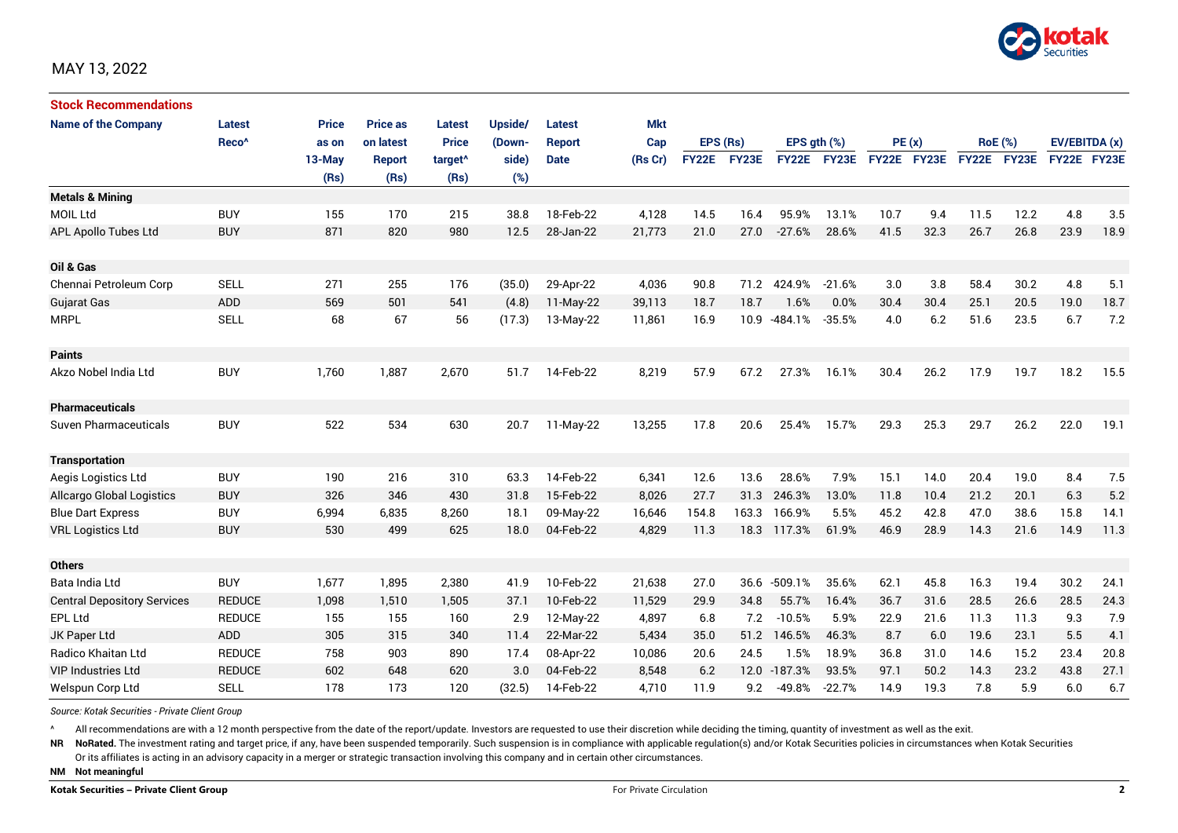MAY 13, 2022

## Stock Recommendations

| Name of the Company | Latest Reco^ | Price as on 13-May (Rs) | Price as on latest Report (Rs) | Latest Price target^ (Rs) | Upside/ (Down-side) (%) | Latest Report Date | Mkt Cap (Rs Cr) | EPS (Rs) FY22E | EPS (Rs) FY23E | EPS gth (%) FY22E | EPS gth (%) FY23E | PE (x) FY22E | PE (x) FY23E | RoE (%) FY22E | RoE (%) FY23E | EV/EBITDA (x) FY22E | EV/EBITDA (x) FY23E |
|---|---|---|---|---|---|---|---|---|---|---|---|---|---|---|---|---|---|
| **Metals & Mining** | | | | | | | | | | | | | | | | | |
| MOIL Ltd | BUY | 155 | 170 | 215 | 38.8 | 18-Feb-22 | 4,128 | 14.5 | 16.4 | 95.9% | 13.1% | 10.7 | 9.4 | 11.5 | 12.2 | 4.8 | 3.5 |
| APL Apollo Tubes Ltd | BUY | 871 | 820 | 980 | 12.5 | 28-Jan-22 | 21,773 | 21.0 | 27.0 | -27.6% | 28.6% | 41.5 | 32.3 | 26.7 | 26.8 | 23.9 | 18.9 |
| **Oil & Gas** | | | | | | | | | | | | | | | | | |
| Chennai Petroleum Corp | SELL | 271 | 255 | 176 | (35.0) | 29-Apr-22 | 4,036 | 90.8 | 71.2 | 424.9% | -21.6% | 3.0 | 3.8 | 58.4 | 30.2 | 4.8 | 5.1 |
| Gujarat Gas | ADD | 569 | 501 | 541 | (4.8) | 11-May-22 | 39,113 | 18.7 | 18.7 | 1.6% | 0.0% | 30.4 | 30.4 | 25.1 | 20.5 | 19.0 | 18.7 |
| MRPL | SELL | 68 | 67 | 56 | (17.3) | 13-May-22 | 11,861 | 16.9 | 10.9 | -484.1% | -35.5% | 4.0 | 6.2 | 51.6 | 23.5 | 6.7 | 7.2 |
| **Paints** | | | | | | | | | | | | | | | | | |
| Akzo Nobel India Ltd | BUY | 1,760 | 1,887 | 2,670 | 51.7 | 14-Feb-22 | 8,219 | 57.9 | 67.2 | 27.3% | 16.1% | 30.4 | 26.2 | 17.9 | 19.7 | 18.2 | 15.5 |
| **Pharmaceuticals** | | | | | | | | | | | | | | | | | |
| Suven Pharmaceuticals | BUY | 522 | 534 | 630 | 20.7 | 11-May-22 | 13,255 | 17.8 | 20.6 | 25.4% | 15.7% | 29.3 | 25.3 | 29.7 | 26.2 | 22.0 | 19.1 |
| **Transportation** | | | | | | | | | | | | | | | | | |
| Aegis Logistics Ltd | BUY | 190 | 216 | 310 | 63.3 | 14-Feb-22 | 6,341 | 12.6 | 13.6 | 28.6% | 7.9% | 15.1 | 14.0 | 20.4 | 19.0 | 8.4 | 7.5 |
| Allcargo Global Logistics | BUY | 326 | 346 | 430 | 31.8 | 15-Feb-22 | 8,026 | 27.7 | 31.3 | 246.3% | 13.0% | 11.8 | 10.4 | 21.2 | 20.1 | 6.3 | 5.2 |
| Blue Dart Express | BUY | 6,994 | 6,835 | 8,260 | 18.1 | 09-May-22 | 16,646 | 154.8 | 163.3 | 166.9% | 5.5% | 45.2 | 42.8 | 47.0 | 38.6 | 15.8 | 14.1 |
| VRL Logistics Ltd | BUY | 530 | 499 | 625 | 18.0 | 04-Feb-22 | 4,829 | 11.3 | 18.3 | 117.3% | 61.9% | 46.9 | 28.9 | 14.3 | 21.6 | 14.9 | 11.3 |
| **Others** | | | | | | | | | | | | | | | | | |
| Bata India Ltd | BUY | 1,677 | 1,895 | 2,380 | 41.9 | 10-Feb-22 | 21,638 | 27.0 | 36.6 | -509.1% | 35.6% | 62.1 | 45.8 | 16.3 | 19.4 | 30.2 | 24.1 |
| Central Depository Services | REDUCE | 1,098 | 1,510 | 1,505 | 37.1 | 10-Feb-22 | 11,529 | 29.9 | 34.8 | 55.7% | 16.4% | 36.7 | 31.6 | 28.5 | 26.6 | 28.5 | 24.3 |
| EPL Ltd | REDUCE | 155 | 155 | 160 | 2.9 | 12-May-22 | 4,897 | 6.8 | 7.2 | -10.5% | 5.9% | 22.9 | 21.6 | 11.3 | 11.3 | 9.3 | 7.9 |
| JK Paper Ltd | ADD | 305 | 315 | 340 | 11.4 | 22-Mar-22 | 5,434 | 35.0 | 51.2 | 146.5% | 46.3% | 8.7 | 6.0 | 19.6 | 23.1 | 5.5 | 4.1 |
| Radico Khaitan Ltd | REDUCE | 758 | 903 | 890 | 17.4 | 08-Apr-22 | 10,086 | 20.6 | 24.5 | 1.5% | 18.9% | 36.8 | 31.0 | 14.6 | 15.2 | 23.4 | 20.8 |
| VIP Industries Ltd | REDUCE | 602 | 648 | 620 | 3.0 | 04-Feb-22 | 8,548 | 6.2 | 12.0 | -187.3% | 93.5% | 97.1 | 50.2 | 14.3 | 23.2 | 43.8 | 27.1 |
| Welspun Corp Ltd | SELL | 178 | 173 | 120 | (32.5) | 14-Feb-22 | 4,710 | 11.9 | 9.2 | -49.8% | -22.7% | 14.9 | 19.3 | 7.8 | 5.9 | 6.0 | 6.7 |

*Source: Kotak Securities - Private Client Group*

^ All recommendations are with a 12 month perspective from the date of the report/update. Investors are requested to use their discretion while deciding the timing, quantity of investment as well as the exit.

**NR NoRated.** The investment rating and target price, if any, have been suspended temporarily. Such suspension is in compliance with applicable regulation(s) and/or Kotak Securities policies in circumstances when Kotak Securities Or its affiliates is acting in an advisory capacity in a merger or strategic transaction involving this company and in certain other circumstances.

**NM Not meaningful**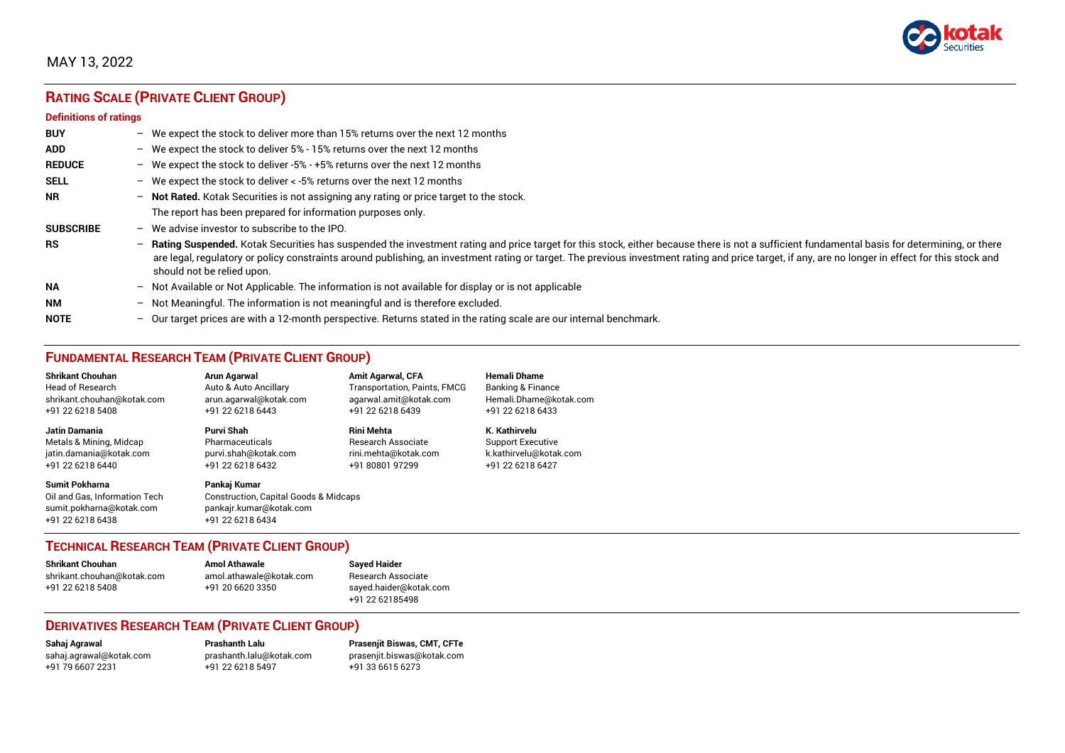MAY 13, 2022

## RATING SCALE (PRIVATE CLIENT GROUP)

**Definitions of ratings**

| | | |
|---|---|---|
| **BUY** | – | We expect the stock to deliver more than 15% returns over the next 12 months |
| **ADD** | – | We expect the stock to deliver 5% - 15% returns over the next 12 months |
| **REDUCE** | – | We expect the stock to deliver -5% - +5% returns over the next 12 months |
| **SELL** | – | We expect the stock to deliver < -5% returns over the next 12 months |
| **NR** | – | **Not Rated.** Kotak Securities is not assigning any rating or price target to the stock. The report has been prepared for information purposes only. |
| **SUBSCRIBE** | – | We advise investor to subscribe to the IPO. |
| **RS** | – | **Rating Suspended.** Kotak Securities has suspended the investment rating and price target for this stock, either because there is not a sufficient fundamental basis for determining, or there are legal, regulatory or policy constraints around publishing, an investment rating or target. The previous investment rating and price target, if any, are no longer in effect for this stock and should not be relied upon. |
| **NA** | – | Not Available or Not Applicable. The information is not available for display or is not applicable |
| **NM** | – | Not Meaningful. The information is not meaningful and is therefore excluded. |
| **NOTE** | – | Our target prices are with a 12-month perspective. Returns stated in the rating scale are our internal benchmark. |

## FUNDAMENTAL RESEARCH TEAM (PRIVATE CLIENT GROUP)

**Shrikant Chouhan**
Head of Research
shrikant.chouhan@kotak.com
+91 22 6218 5408

**Arun Agarwal**
Auto & Auto Ancillary
arun.agarwal@kotak.com
+91 22 6218 6443

**Amit Agarwal, CFA**
Transportation, Paints, FMCG
agarwal.amit@kotak.com
+91 22 6218 6439

**Hemali Dhame**
Banking & Finance
Hemali.Dhame@kotak.com
+91 22 6218 6433

**Jatin Damania**
Metals & Mining, Midcap
jatin.damania@kotak.com
+91 22 6218 6440

**Purvi Shah**
Pharmaceuticals
purvi.shah@kotak.com
+91 22 6218 6432

**Rini Mehta**
Research Associate
rini.mehta@kotak.com
+91 80801 97299

**K. Kathirvelu**
Support Executive
k.kathirvelu@kotak.com
+91 22 6218 6427

**Sumit Pokharna**
Oil and Gas, Information Tech
sumit.pokharna@kotak.com
+91 22 6218 6438

**Pankaj Kumar**
Construction, Capital Goods & Midcaps
pankajr.kumar@kotak.com
+91 22 6218 6434

## TECHNICAL RESEARCH TEAM (PRIVATE CLIENT GROUP)

**Shrikant Chouhan**
shrikant.chouhan@kotak.com
+91 22 6218 5408

**Amol Athawale**
amol.athawale@kotak.com
+91 20 6620 3350

**Sayed Haider**
Research Associate
sayed.haider@kotak.com
+91 22 62185498

## DERIVATIVES RESEARCH TEAM (PRIVATE CLIENT GROUP)

**Sahaj Agrawal**
sahaj.agrawal@kotak.com
+91 79 6607 2231

**Prashanth Lalu**
prashanth.lalu@kotak.com
+91 22 6218 5497

**Prasenjit Biswas, CMT, CFTe**
prasenjit.biswas@kotak.com
+91 33 6615 6273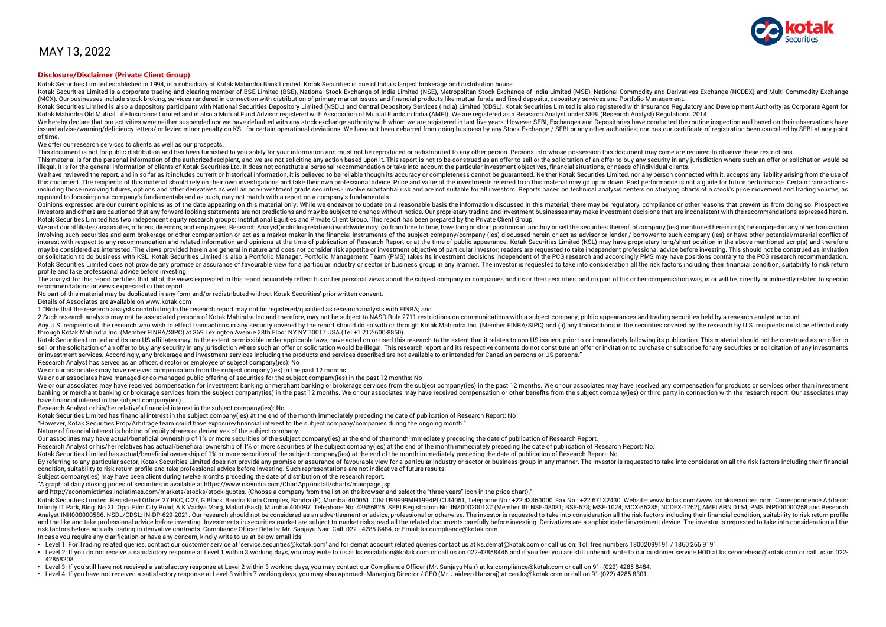MAY 13, 2022

### Disclosure/Disclaimer (Private Client Group)

Kotak Securities Limited established in 1994, is a subsidiary of Kotak Mahindra Bank Limited. Kotak Securities is one of India's largest brokerage and distribution house.

Kotak Securities Limited is a corporate trading and clearing member of BSE Limited (BSE), National Stock Exchange of India Limited (NSE), Metropolitan Stock Exchange of India Limited (MSE), National Commodity and Derivatives Exchange (NCDEX) and Multi Commodity Exchange (MCX). Our businesses include stock broking, services rendered in connection with distribution of primary market issues and financial products like mutual funds and fixed deposits, depository services and Portfolio Management.

Kotak Securities Limited is also a depository participant with National Securities Depository Limited (NSDL) and Central Depository Services (India) Limited (CDSL). Kotak Securities Limited is also registered with Insurance Regulatory and Development Authority as Corporate Agent for Kotak Mahindra Old Mutual Life Insurance Limited and is also a Mutual Fund Advisor registered with Association of Mutual Funds in India (AMFI). We are registered as a Research Analyst under SEBI (Research Analyst) Regulations, 2014.

We hereby declare that our activities were neither suspended nor we have defaulted with any stock exchange authority with whom we are registered in last five years. However SEBI, Exchanges and Depositories have conducted the routine inspection and based on their observations have issued advise/warning/deficiency letters/ or levied minor penalty on KSL for certain operational deviations. We have not been debarred from doing business by any Stock Exchange / SEBI or any other authorities; nor has our certificate of registration been cancelled by SEBI at any point of time.

We offer our research services to clients as well as our prospects.

This document is not for public distribution and has been furnished to you solely for your information and must not be reproduced or redistributed to any other person. Persons into whose possession this document may come are required to observe these restrictions.

This material is for the personal information of the authorized recipient, and we are not soliciting any action based upon it. This report is not to be construed as an offer to sell or the solicitation of an offer to buy any security in any jurisdiction where such an offer or solicitation would be illegal. It is for the general information of clients of Kotak Securities Ltd. It does not constitute a personal recommendation or take into account the particular investment objectives, financial situations, or needs of individual clients.

We have reviewed the report, and in so far as it includes current or historical information, it is believed to be reliable though its accuracy or completeness cannot be guaranteed. Neither Kotak Securities Limited, nor any person connected with it, accepts any liability arising from the use of this document. The recipients of this material should rely on their own investigations and take their own professional advice. Price and value of the investments referred to in this material may go up or down. Past performance is not a guide for future performance. Certain transactions - including those involving futures, options and other derivatives as well as non-investment grade securities - involve substantial risk and are not suitable for all investors. Reports based on technical analysis centers on studying charts of a stock's price movement and trading volume, as opposed to focusing on a company's fundamentals and as such, may not match with a report on a company's fundamentals.

Opinions expressed are our current opinions as of the date appearing on this material only. While we endeavor to update on a reasonable basis the information discussed in this material, there may be regulatory, compliance or other reasons that prevent us from doing so. Prospective investors and others are cautioned that any forward-looking statements are not predictions and may be subject to change without notice. Our proprietary trading and investment businesses may make investment decisions that are inconsistent with the recommendations expressed herein. Kotak Securities Limited has two independent equity research groups: Institutional Equities and Private Client Group. This report has been prepared by the Private Client Group.

We and our affiliates/associates, officers, directors, and employees, Research Analyst(including relatives) worldwide may: (a) from time to time, have long or short positions in, and buy or sell the securities thereof, of company (ies) mentioned herein or (b) be engaged in any other transaction involving such securities and earn brokerage or other compensation or act as a market maker in the financial instruments of the subject company/company (ies) discussed herein or act as advisor or lender / borrower to such company (ies) or have other potential/material conflict of interest with respect to any recommendation and related information and opinions at the time of publication of Research Report or at the time of public appearance. Kotak Securities Limited (KSL) may have proprietary long/short position in the above mentioned scrip(s) and therefore may be considered as interested. The views provided herein are general in nature and does not consider risk appetite or investment objective of particular investor; readers are requested to take independent professional advice before investing. This should not be construed as invitation or solicitation to do business with KSL. Kotak Securities Limited is also a Portfolio Manager. Portfolio Management Team (PMS) takes its investment decisions independent of the PCG research and accordingly PMS may have positions contrary to the PCG research recommendation. Kotak Securities Limited does not provide any promise or assurance of favourable view for a particular industry or sector or business group in any manner. The investor is requested to take into consideration all the risk factors including their financial condition, suitability to risk return profile and take professional advice before investing.

The analyst for this report certifies that all of the views expressed in this report accurately reflect his or her personal views about the subject company or companies and its or their securities, and no part of his or her compensation was, is or will be, directly or indirectly related to specific recommendations or views expressed in this report.

No part of this material may be duplicated in any form and/or redistributed without Kotak Securities' prior written consent.

Details of Associates are available on www.kotak.com

1."Note that the research analysts contributing to the research report may not be registered/qualified as research analysts with FINRA; and

2.Such research analysts may not be associated persons of Kotak Mahindra Inc and therefore, may not be subject to NASD Rule 2711 restrictions on communications with a subject company, public appearances and trading securities held by a research analyst account

Any U.S. recipients of the research who wish to effect transactions in any security covered by the report should do so with or through Kotak Mahindra Inc. (Member FINRA/SIPC) and (ii) any transactions in the securities covered by the research by U.S. recipients must be effected only through Kotak Mahindra Inc. (Member FINRA/SIPC) at 369 Lexington Avenue 28th Floor NY NY 10017 USA (Tel:+1 212-600-8850).

Kotak Securities Limited and its non US affiliates may, to the extent permissible under applicable laws, have acted on or used this research to the extent that it relates to non US issuers, prior to or immediately following its publication. This material should not be construed as an offer to sell or the solicitation of an offer to buy any security in any jurisdiction where such an offer or solicitation would be illegal. This research report and its respective contents do not constitute an offer or invitation to purchase or subscribe for any securities or solicitation of any investments or investment services. Accordingly, any brokerage and investment services including the products and services described are not available to or intended for Canadian persons or US persons."

Research Analyst has served as an officer, director or employee of subject company(ies): No

We or our associates may have received compensation from the subject company(ies) in the past 12 months.

We or our associates have managed or co-managed public offering of securities for the subject company(ies) in the past 12 months: No

We or our associates may have received compensation for investment banking or merchant banking or brokerage services from the subject company(ies) in the past 12 months. We or our associates may have received any compensation for products or services other than investment banking or merchant banking or brokerage services from the subject company(ies) in the past 12 months. We or our associates may have received compensation or other benefits from the subject company(ies) or third party in connection with the research report. Our associates may have financial interest in the subject company(ies).

Research Analyst or his/her relative's financial interest in the subject company(ies): No

Kotak Securities Limited has financial interest in the subject company(ies) at the end of the month immediately preceding the date of publication of Research Report: No

"However, Kotak Securities Prop/Arbitrage team could have exposure/financial interest to the subject company/companies during the ongoing month."

Nature of financial interest is holding of equity shares or derivatives of the subject company.

Our associates may have actual/beneficial ownership of 1% or more securities of the subject company(ies) at the end of the month immediately preceding the date of publication of Research Report.

Research Analyst or his/her relatives has actual/beneficial ownership of 1% or more securities of the subject company(ies) at the end of the month immediately preceding the date of publication of Research Report: No.

Kotak Securities Limited has actual/beneficial ownership of 1% or more securities of the subject company(ies) at the end of the month immediately preceding the date of publication of Research Report: No

By referring to any particular sector, Kotak Securities Limited does not provide any promise or assurance of favourable view for a particular industry or sector or business group in any manner. The investor is requested to take into consideration all the risk factors including their financial condition, suitability to risk return profile and take professional advice before investing. Such representations are not indicative of future results.

Subject company(ies) may have been client during twelve months preceding the date of distribution of the research report.

"A graph of daily closing prices of securities is available at https://www.nseindia.com/ChartApp/install/charts/mainpage.jsp

and http://economictimes.indiatimes.com/markets/stocks/stock-quotes. (Choose a company from the list on the browser and select the "three years" icon in the price chart)."

Kotak Securities Limited. Registered Office: 27 BKC, C 27, G Block, Bandra Kurla Complex, Bandra (E), Mumbai 400051. CIN: U99999MH1994PLC134051, Telephone No.: +22 43360000, Fax No.: +22 67132430. Website: www.kotak.com/www.kotaksecurities.com. Correspondence Address: Infinity IT Park, Bldg. No 21, Opp. Film City Road, A K Vaidya Marg, Malad (East), Mumbai 400097. Telephone No: 42856825. SEBI Registration No: INZ000200137 (Member ID: NSE-08081; BSE-673; MSE-1024; MCX-56285; NCDEX-1262), AMFI ARN 0164, PMS INP000000258 and Research Analyst INH000000586. NSDL/CDSL: IN-DP-629-2021. Our research should not be considered as an advertisement or advice, professional or otherwise. The investor is requested to take into consideration all the risk factors including their financial condition, suitability to risk return profile and the like and take professional advice before investing. Investments in securities market are subject to market risks, read all the related documents carefully before investing. Derivatives are a sophisticated investment device. The investor is requested to take into consideration all the risk factors before actually trading in derivative contracts. Compliance Officer Details: Mr. Sanjayu Nair. Call: 022 - 4285 8484, or Email: ks.compliance@kotak.com.

In case you require any clarification or have any concern, kindly write to us at below email ids:

- Level 1: For Trading related queries, contact our customer service at 'service.securities@kotak.com' and for demat account related queries contact us at ks.demat@kotak.com or call us on: Toll free numbers 18002099191 / 1860 266 9191
- Level 2: If you do not receive a satisfactory response at Level 1 within 3 working days, you may write to us at ks.escalation@kotak.com or call us on 022-42858445 and if you feel you are still unheard, write to our customer service HOD at ks.servicehead@kotak.com or call us on 022-42858208.
- Level 3: If you still have not received a satisfactory response at Level 2 within 3 working days, you may contact our Compliance Officer (Mr. Sanjayu Nair) at ks.compliance@kotak.com or call on 91- (022) 4285 8484.
- Level 4: If you have not received a satisfactory response at Level 3 within 7 working days, you may also approach Managing Director / CEO (Mr. Jaideep Hansraj) at ceo.ks@kotak.com or call on 91-(022) 4285 8301.